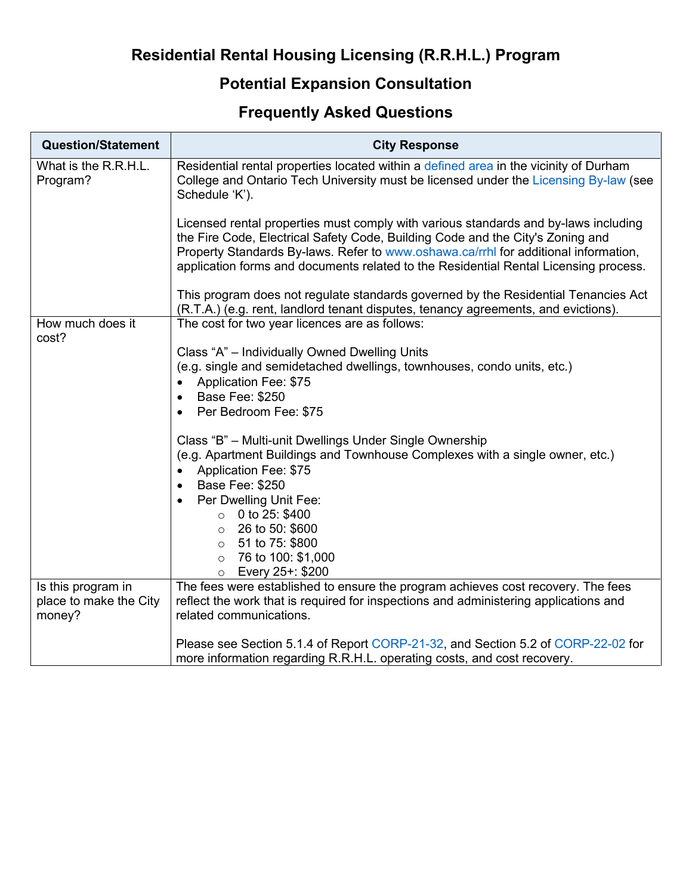# Residential Rental Housing Licensing (R.R.H.L.) Program

## Potential Expansion Consultation

## Frequently Asked Questions

| Question/Statement | City Response |
|---|---|
| What is the R.R.H.L. Program? | Residential rental properties located within a defined area in the vicinity of Durham College and Ontario Tech University must be licensed under the Licensing By-law (see Schedule 'K').<br><br>Licensed rental properties must comply with various standards and by-laws including the Fire Code, Electrical Safety Code, Building Code and the City's Zoning and Property Standards By-laws. Refer to www.oshawa.ca/rrhl for additional information, application forms and documents related to the Residential Rental Licensing process.<br><br>This program does not regulate standards governed by the Residential Tenancies Act (R.T.A.) (e.g. rent, landlord tenant disputes, tenancy agreements, and evictions). |
| How much does it cost? | The cost for two year licences are as follows:<br><br>Class "A" – Individually Owned Dwelling Units<br>(e.g. single and semidetached dwellings, townhouses, condo units, etc.)<br>• Application Fee: $75<br>• Base Fee: $250<br>• Per Bedroom Fee: $75<br><br>Class "B" – Multi-unit Dwellings Under Single Ownership<br>(e.g. Apartment Buildings and Townhouse Complexes with a single owner, etc.)<br>• Application Fee: $75<br>• Base Fee: $250<br>• Per Dwelling Unit Fee:<br>  ○ 0 to 25: $400<br>  ○ 26 to 50: $600<br>  ○ 51 to 75: $800<br>  ○ 76 to 100: $1,000<br>  ○ Every 25+: $200 |
| Is this program in place to make the City money? | The fees were established to ensure the program achieves cost recovery. The fees reflect the work that is required for inspections and administering applications and related communications.<br><br>Please see Section 5.1.4 of Report CORP-21-32, and Section 5.2 of CORP-22-02 for more information regarding R.R.H.L. operating costs, and cost recovery. |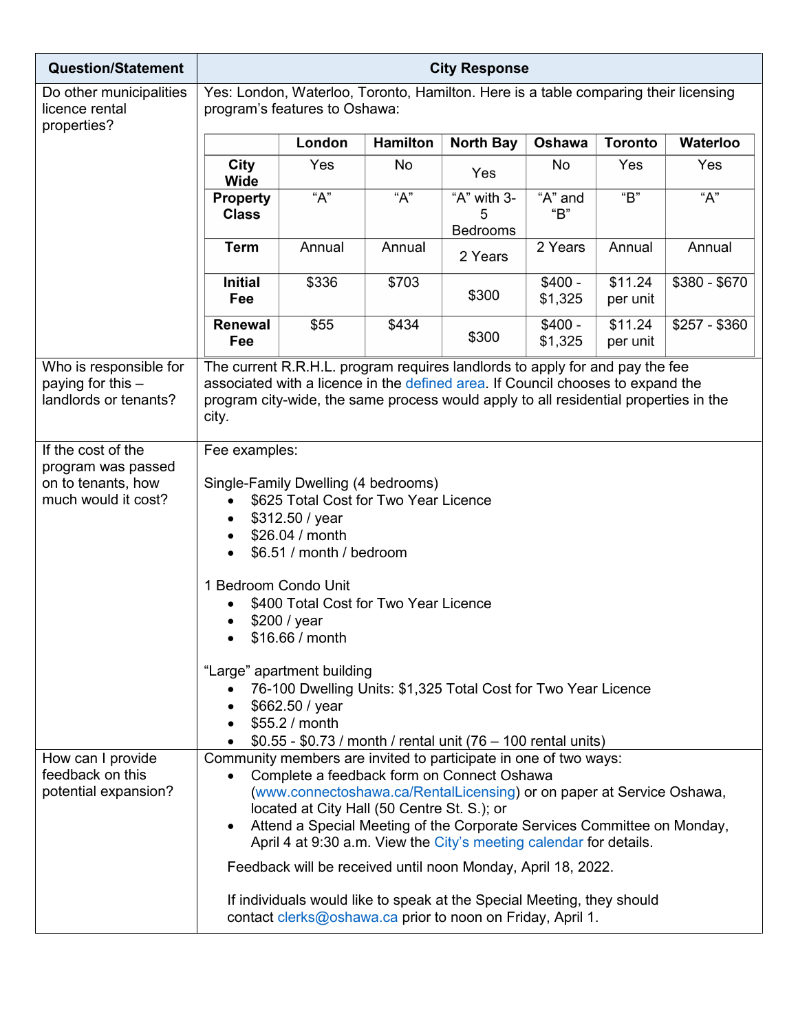| Question/Statement | City Response |
|---|---|
| Do other municipalities licence rental properties? | Yes: London, Waterloo, Toronto, Hamilton. Here is a table comparing their licensing program's features to Oshawa: |
| Who is responsible for paying for this – landlords or tenants? | The current R.R.H.L. program requires landlords to apply for and pay the fee associated with a licence in the defined area. If Council chooses to expand the program city-wide, the same process would apply to all residential properties in the city. |
| If the cost of the program was passed on to tenants, how much would it cost? | Fee examples:<br><br>Single-Family Dwelling (4 bedrooms)<br>• $625 Total Cost for Two Year Licence<br>• $312.50 / year<br>• $26.04 / month<br>• $6.51 / month / bedroom<br><br>1 Bedroom Condo Unit<br>• $400 Total Cost for Two Year Licence<br>• $200 / year<br>• $16.66 / month<br><br>"Large" apartment building<br>• 76-100 Dwelling Units: $1,325 Total Cost for Two Year Licence<br>• $662.50 / year<br>• $55.2 / month<br>• $0.55 - $0.73 / month / rental unit (76 – 100 rental units) |
| How can I provide feedback on this potential expansion? | Community members are invited to participate in one of two ways:<br>• Complete a feedback form on Connect Oshawa (www.connectoshawa.ca/RentalLicensing) or on paper at Service Oshawa, located at City Hall (50 Centre St. S.); or<br>• Attend a Special Meeting of the Corporate Services Committee on Monday, April 4 at 9:30 a.m. View the City's meeting calendar for details.<br><br>Feedback will be received until noon Monday, April 18, 2022.<br><br>If individuals would like to speak at the Special Meeting, they should contact clerks@oshawa.ca prior to noon on Friday, April 1. |

| | London | Hamilton | North Bay | Oshawa | Toronto | Waterloo |
|---|---|---|---|---|---|---|
| City Wide | Yes | No | Yes | No | Yes | Yes |
| Property Class | "A" | "A" | "A" with 3-5 Bedrooms | "A" and "B" | "B" | "A" |
| Term | Annual | Annual | 2 Years | 2 Years | Annual | Annual |
| Initial Fee | $336 | $703 | $300 | $400 - $1,325 | $11.24 per unit | $380 - $670 |
| Renewal Fee | $55 | $434 | $300 | $400 - $1,325 | $11.24 per unit | $257 - $360 |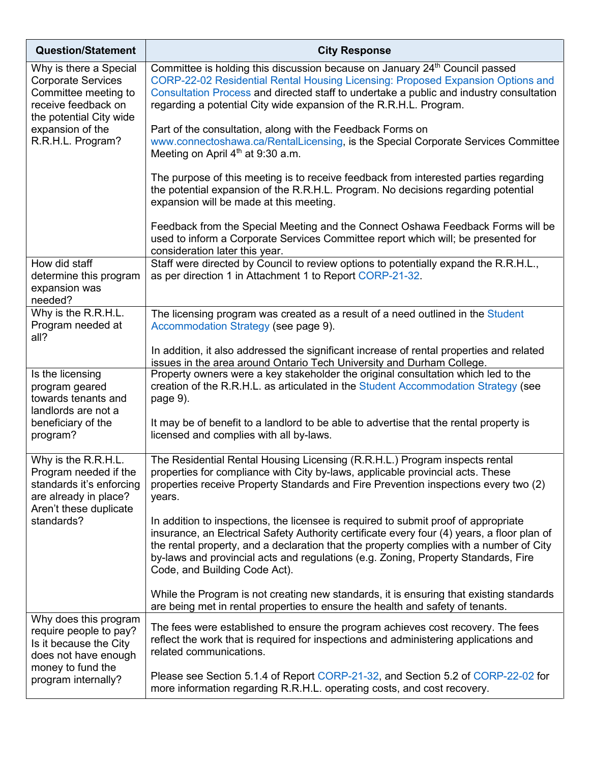| Question/Statement | City Response |
|---|---|
| Why is there a Special Corporate Services Committee meeting to receive feedback on the potential City wide expansion of the R.R.H.L. Program? | Committee is holding this discussion because on January 24th Council passed CORP-22-02 Residential Rental Housing Licensing: Proposed Expansion Options and Consultation Process and directed staff to undertake a public and industry consultation regarding a potential City wide expansion of the R.R.H.L. Program.<br><br>Part of the consultation, along with the Feedback Forms on www.connectoshawa.ca/RentalLicensing, is the Special Corporate Services Committee Meeting on April 4th at 9:30 a.m.<br><br>The purpose of this meeting is to receive feedback from interested parties regarding the potential expansion of the R.R.H.L. Program. No decisions regarding potential expansion will be made at this meeting.<br><br>Feedback from the Special Meeting and the Connect Oshawa Feedback Forms will be used to inform a Corporate Services Committee report which will; be presented for consideration later this year. |
| How did staff determine this program expansion was needed? | Staff were directed by Council to review options to potentially expand the R.R.H.L., as per direction 1 in Attachment 1 to Report CORP-21-32. |
| Why is the R.R.H.L. Program needed at all? | The licensing program was created as a result of a need outlined in the Student Accommodation Strategy (see page 9).<br><br>In addition, it also addressed the significant increase of rental properties and related issues in the area around Ontario Tech University and Durham College. |
| Is the licensing program geared towards tenants and landlords are not a beneficiary of the program? | Property owners were a key stakeholder the original consultation which led to the creation of the R.R.H.L. as articulated in the Student Accommodation Strategy (see page 9).<br><br>It may be of benefit to a landlord to be able to advertise that the rental property is licensed and complies with all by-laws. |
| Why is the R.R.H.L. Program needed if the standards it's enforcing are already in place? Aren't these duplicate standards? | The Residential Rental Housing Licensing (R.R.H.L.) Program inspects rental properties for compliance with City by-laws, applicable provincial acts. These properties receive Property Standards and Fire Prevention inspections every two (2) years.<br><br>In addition to inspections, the licensee is required to submit proof of appropriate insurance, an Electrical Safety Authority certificate every four (4) years, a floor plan of the rental property, and a declaration that the property complies with a number of City by-laws and provincial acts and regulations (e.g. Zoning, Property Standards, Fire Code, and Building Code Act).<br><br>While the Program is not creating new standards, it is ensuring that existing standards are being met in rental properties to ensure the health and safety of tenants. |
| Why does this program require people to pay? Is it because the City does not have enough money to fund the program internally? | The fees were established to ensure the program achieves cost recovery. The fees reflect the work that is required for inspections and administering applications and related communications.<br><br>Please see Section 5.1.4 of Report CORP-21-32, and Section 5.2 of CORP-22-02 for more information regarding R.R.H.L. operating costs, and cost recovery. |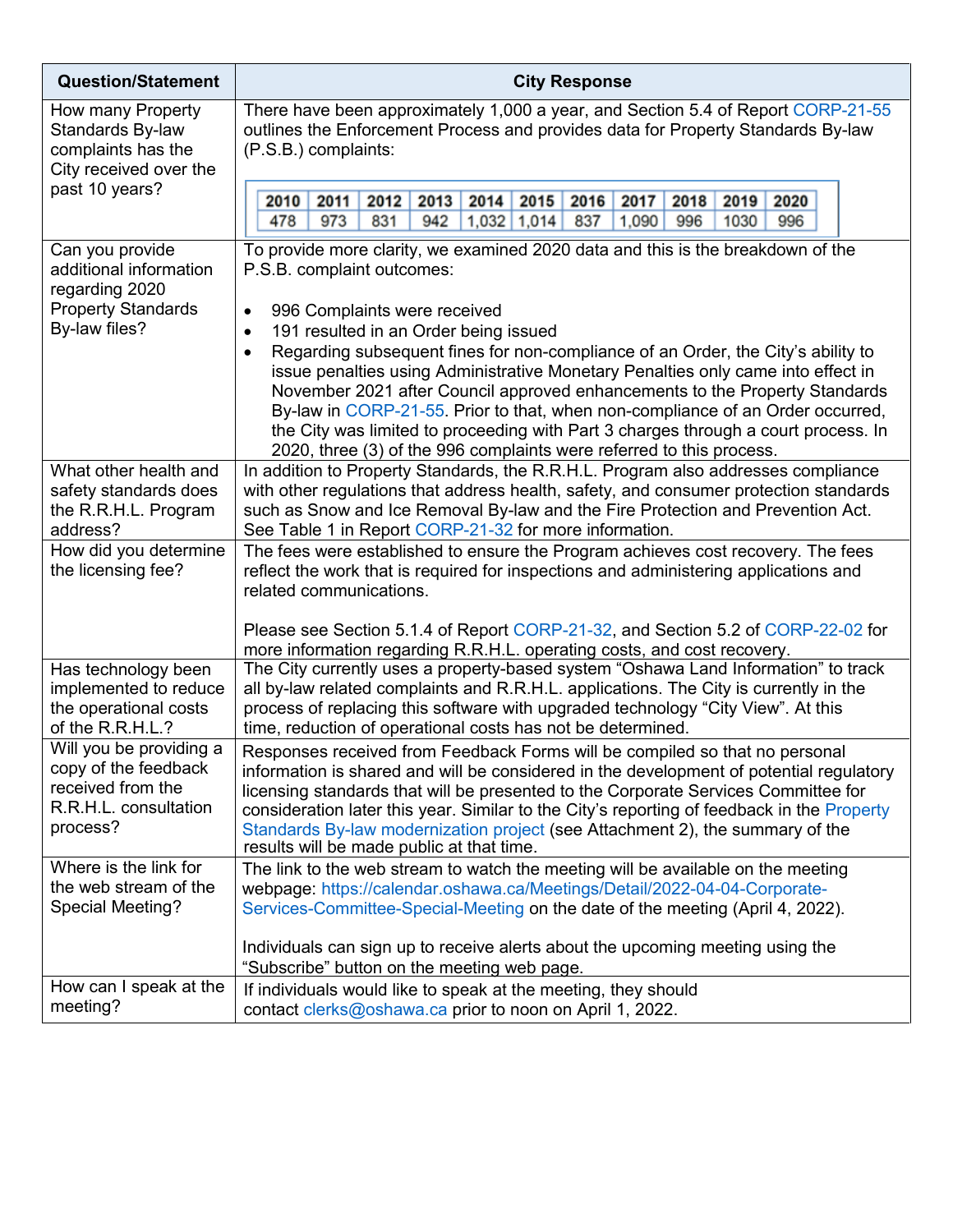| Question/Statement | City Response |
| --- | --- |
| How many Property Standards By-law complaints has the City received over the past 10 years? | There have been approximately 1,000 a year, and Section 5.4 of Report CORP-21-55 outlines the Enforcement Process and provides data for Property Standards By-law (P.S.B.) complaints:<br><br>2010: 478 · 2011: 973 · 2012: 831 · 2013: 942 · 2014: 1,032 · 2015: 1,014 · 2016: 837 · 2017: 1,090 · 2018: 996 · 2019: 1030 · 2020: 996 |
| Can you provide additional information regarding 2020 Property Standards By-law files? | To provide more clarity, we examined 2020 data and this is the breakdown of the P.S.B. complaint outcomes:<br><br>• 996 Complaints were received<br>• 191 resulted in an Order being issued<br>• Regarding subsequent fines for non-compliance of an Order, the City's ability to issue penalties using Administrative Monetary Penalties only came into effect in November 2021 after Council approved enhancements to the Property Standards By-law in CORP-21-55. Prior to that, when non-compliance of an Order occurred, the City was limited to proceeding with Part 3 charges through a court process. In 2020, three (3) of the 996 complaints were referred to this process. |
| What other health and safety standards does the R.R.H.L. Program address? | In addition to Property Standards, the R.R.H.L. Program also addresses compliance with other regulations that address health, safety, and consumer protection standards such as Snow and Ice Removal By-law and the Fire Protection and Prevention Act. See Table 1 in Report CORP-21-32 for more information. |
| How did you determine the licensing fee? | The fees were established to ensure the Program achieves cost recovery. The fees reflect the work that is required for inspections and administering applications and related communications.<br><br>Please see Section 5.1.4 of Report CORP-21-32, and Section 5.2 of CORP-22-02 for more information regarding R.R.H.L. operating costs, and cost recovery. |
| Has technology been implemented to reduce the operational costs of the R.R.H.L.? | The City currently uses a property-based system "Oshawa Land Information" to track all by-law related complaints and R.R.H.L. applications. The City is currently in the process of replacing this software with upgraded technology "City View". At this time, reduction of operational costs has not be determined. |
| Will you be providing a copy of the feedback received from the R.R.H.L. consultation process? | Responses received from Feedback Forms will be compiled so that no personal information is shared and will be considered in the development of potential regulatory licensing standards that will be presented to the Corporate Services Committee for consideration later this year. Similar to the City's reporting of feedback in the Property Standards By-law modernization project (see Attachment 2), the summary of the results will be made public at that time. |
| Where is the link for the web stream of the Special Meeting? | The link to the web stream to watch the meeting will be available on the meeting webpage: https://calendar.oshawa.ca/Meetings/Detail/2022-04-04-Corporate-Services-Committee-Special-Meeting on the date of the meeting (April 4, 2022).<br><br>Individuals can sign up to receive alerts about the upcoming meeting using the "Subscribe" button on the meeting web page. |
| How can I speak at the meeting? | If individuals would like to speak at the meeting, they should contact clerks@oshawa.ca prior to noon on April 1, 2022. |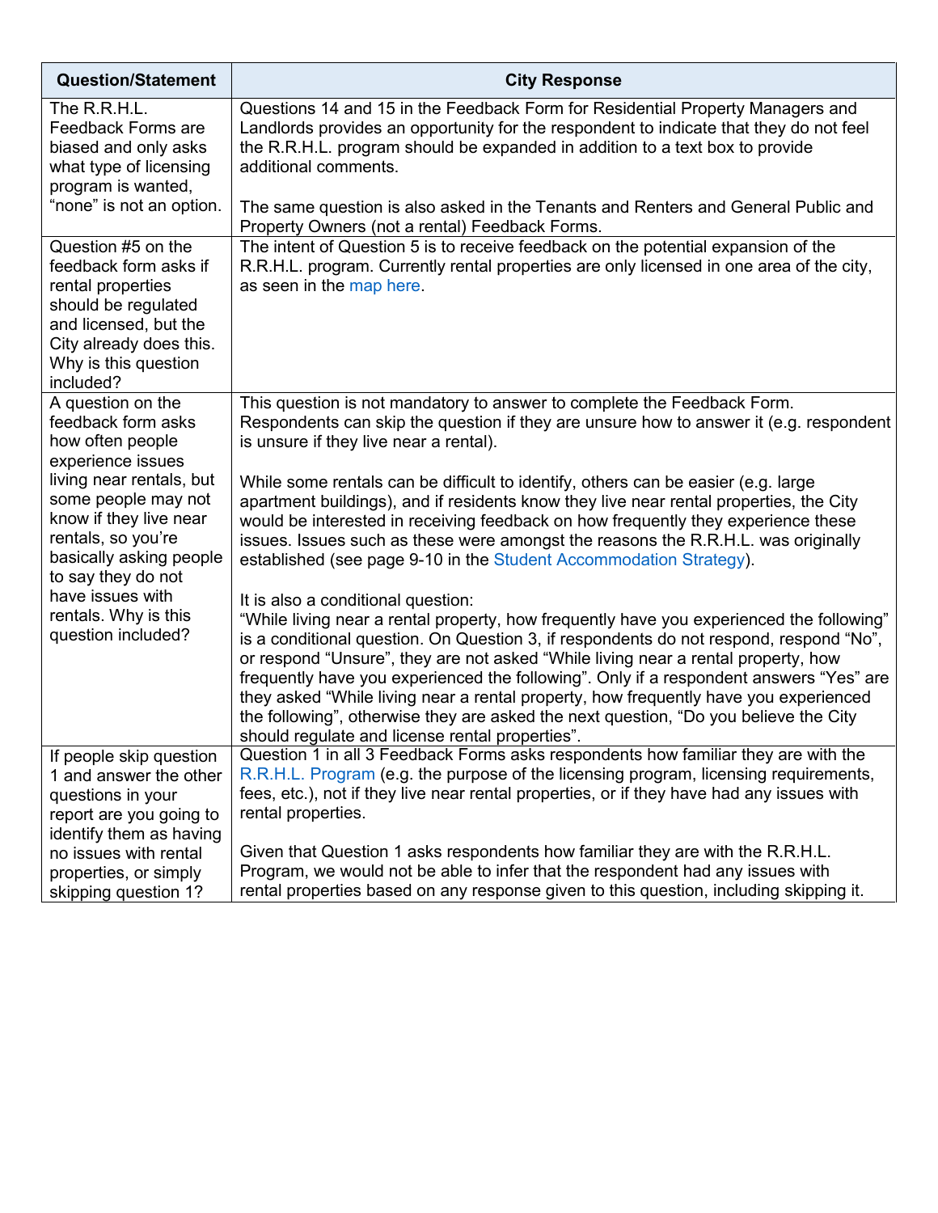| Question/Statement | City Response |
|---|---|
| The R.R.H.L. Feedback Forms are biased and only asks what type of licensing program is wanted, "none" is not an option. | Questions 14 and 15 in the Feedback Form for Residential Property Managers and Landlords provides an opportunity for the respondent to indicate that they do not feel the R.R.H.L. program should be expanded in addition to a text box to provide additional comments.<br><br>The same question is also asked in the Tenants and Renters and General Public and Property Owners (not a rental) Feedback Forms. |
| Question #5 on the feedback form asks if rental properties should be regulated and licensed, but the City already does this. Why is this question included? | The intent of Question 5 is to receive feedback on the potential expansion of the R.R.H.L. program. Currently rental properties are only licensed in one area of the city, as seen in the map here. |
| A question on the feedback form asks how often people experience issues living near rentals, but some people may not know if they live near rentals, so you're basically asking people to say they do not have issues with rentals. Why is this question included? | This question is not mandatory to answer to complete the Feedback Form. Respondents can skip the question if they are unsure how to answer it (e.g. respondent is unsure if they live near a rental).<br><br>While some rentals can be difficult to identify, others can be easier (e.g. large apartment buildings), and if residents know they live near rental properties, the City would be interested in receiving feedback on how frequently they experience these issues. Issues such as these were amongst the reasons the R.R.H.L. was originally established (see page 9-10 in the Student Accommodation Strategy).<br><br>It is also a conditional question:<br>"While living near a rental property, how frequently have you experienced the following" is a conditional question. On Question 3, if respondents do not respond, respond "No", or respond "Unsure", they are not asked "While living near a rental property, how frequently have you experienced the following". Only if a respondent answers "Yes" are they asked "While living near a rental property, how frequently have you experienced the following", otherwise they are asked the next question, "Do you believe the City should regulate and license rental properties". |
| If people skip question 1 and answer the other questions in your report are you going to identify them as having no issues with rental properties, or simply skipping question 1? | Question 1 in all 3 Feedback Forms asks respondents how familiar they are with the R.R.H.L. Program (e.g. the purpose of the licensing program, licensing requirements, fees, etc.), not if they live near rental properties, or if they have had any issues with rental properties.<br><br>Given that Question 1 asks respondents how familiar they are with the R.R.H.L. Program, we would not be able to infer that the respondent had any issues with rental properties based on any response given to this question, including skipping it. |